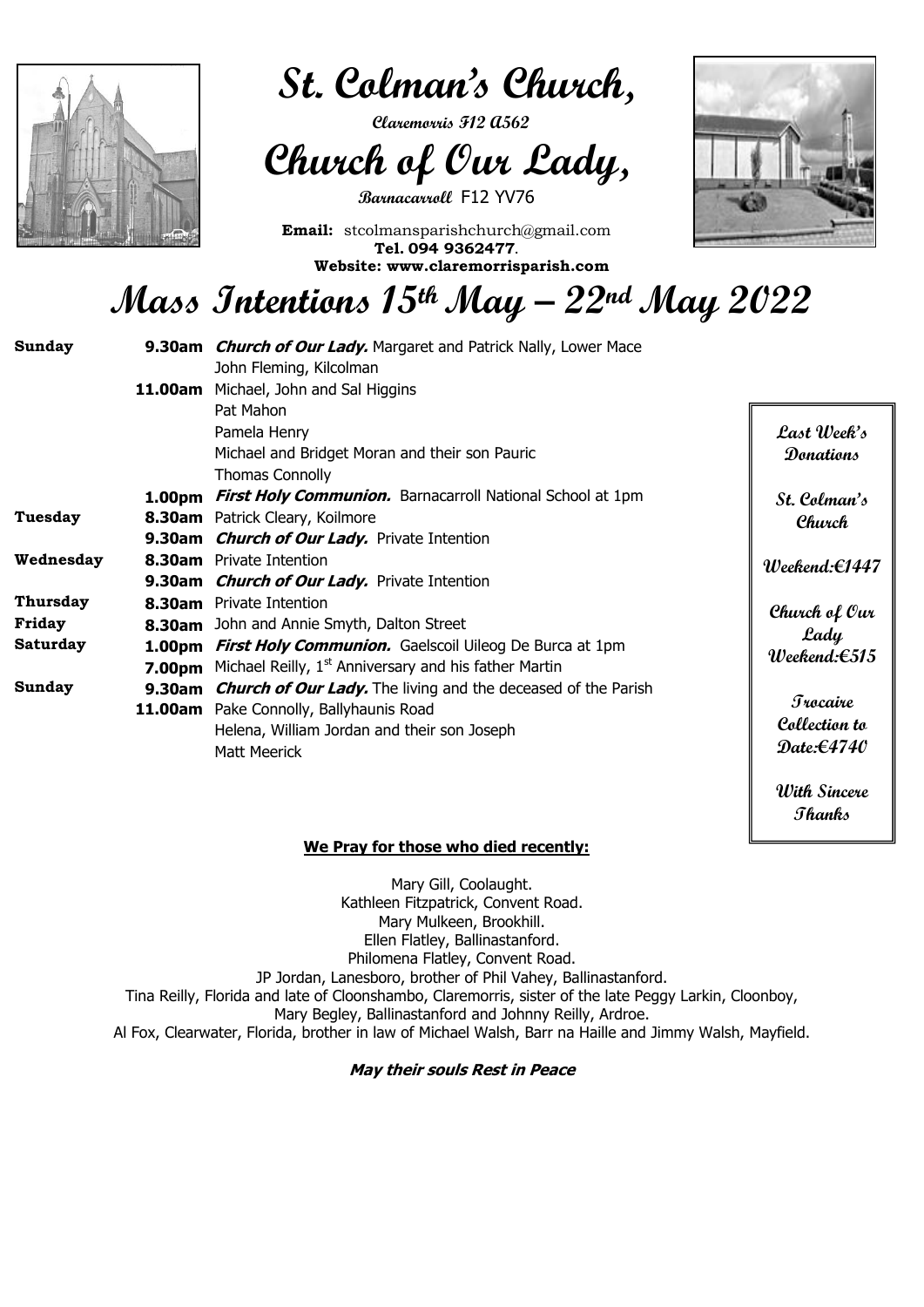# St. Colman's Church,

**Claremorris F12 A562**

# Church of Our Lady,

**Barnacarroll F12 YV76**

**Email:** stcolmansparishchurch@gmail.com
**Tel. 094 9362477**.
**Website: www.claremorrisparish.com**

# Mass Intentions 15th May – 22nd May 2022

| | | |
|---|---|---|
| **Sunday** | **9.30am** | ***Church of Our Lady.*** Margaret and Patrick Nally, Lower Mace |
| | | John Fleming, Kilcolman |
| | **11.00am** | Michael, John and Sal Higgins |
| | | Pat Mahon |
| | | Pamela Henry |
| | | Michael and Bridget Moran and their son Pauric |
| | | Thomas Connolly |
| | **1.00pm** | ***First Holy Communion.*** Barnacarroll National School at 1pm |
| **Tuesday** | **8.30am** | Patrick Cleary, Koilmore |
| | **9.30am** | ***Church of Our Lady.*** Private Intention |
| **Wednesday** | **8.30am** | Private Intention |
| | **9.30am** | ***Church of Our Lady.*** Private Intention |
| **Thursday** | **8.30am** | Private Intention |
| **Friday** | **8.30am** | John and Annie Smyth, Dalton Street |
| **Saturday** | **1.00pm** | ***First Holy Communion.*** Gaelscoil Uileog De Burca at 1pm |
| | **7.00pm** | Michael Reilly, 1st Anniversary and his father Martin |
| **Sunday** | **9.30am** | ***Church of Our Lady.*** The living and the deceased of the Parish |
| | **11.00am** | Pake Connolly, Ballyhaunis Road |
| | | Helena, William Jordan and their son Joseph |
| | | Matt Meerick |

**Last Week's Donations**

**St. Colman's Church**

**Weekend:€1447**

**Church of Our Lady Weekend:€515**

**Trocaire Collection to Date:€4740**

**With Sincere Thanks**

**<u>We Pray for those who died recently:</u>**

Mary Gill, Coolaught.
Kathleen Fitzpatrick, Convent Road.
Mary Mulkeen, Brookhill.
Ellen Flatley, Ballinastanford.
Philomena Flatley, Convent Road.
JP Jordan, Lanesboro, brother of Phil Vahey, Ballinastanford.
Tina Reilly, Florida and late of Cloonshambo, Claremorris, sister of the late Peggy Larkin, Cloonboy, Mary Begley, Ballinastanford and Johnny Reilly, Ardroe.
Al Fox, Clearwater, Florida, brother in law of Michael Walsh, Barr na Haille and Jimmy Walsh, Mayfield.

***May their souls Rest in Peace***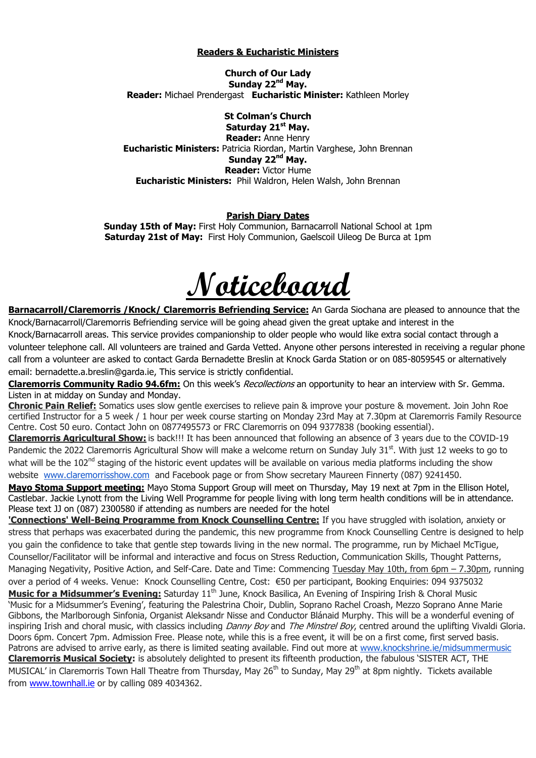## Readers & Eucharistic Ministers

**Church of Our Lady**
**Sunday 22nd May.**
**Reader:** Michael Prendergast **Eucharistic Minister:** Kathleen Morley

**St Colman's Church**
**Saturday 21st May.**
**Reader:** Anne Henry
**Eucharistic Ministers:** Patricia Riordan, Martin Varghese, John Brennan
**Sunday 22nd May.**
**Reader:** Victor Hume
**Eucharistic Ministers:** Phil Waldron, Helen Walsh, John Brennan

## Parish Diary Dates

**Sunday 15th of May:** First Holy Communion, Barnacarroll National School at 1pm
**Saturday 21st of May:** First Holy Communion, Gaelscoil Uileog De Burca at 1pm

# Noticeboard

**Barnacarroll/Claremorris /Knock/ Claremorris Befriending Service:** An Garda Siochana are pleased to announce that the Knock/Barnacarroll/Claremorris Befriending service will be going ahead given the great uptake and interest in the Knock/Barnacarroll areas. This service provides companionship to older people who would like extra social contact through a volunteer telephone call. All volunteers are trained and Garda Vetted. Anyone other persons interested in receiving a regular phone call from a volunteer are asked to contact Garda Bernadette Breslin at Knock Garda Station or on 085-8059545 or alternatively email: bernadette.a.breslin@garda.ie, This service is strictly confidential.

**Claremorris Community Radio 94.6fm:** On this week's *Recollections* an opportunity to hear an interview with Sr. Gemma. Listen in at midday on Sunday and Monday.

**Chronic Pain Relief:** Somatics uses slow gentle exercises to relieve pain & improve your posture & movement. Join John Roe certified Instructor for a 5 week / 1 hour per week course starting on Monday 23rd May at 7.30pm at Claremorris Family Resource Centre. Cost 50 euro. Contact John on 0877495573 or FRC Claremorris on 094 9377838 (booking essential).

**Claremorris Agricultural Show:** is back!!! It has been announced that following an absence of 3 years due to the COVID-19 Pandemic the 2022 Claremorris Agricultural Show will make a welcome return on Sunday July 31st. With just 12 weeks to go to what will be the 102nd staging of the historic event updates will be available on various media platforms including the show website www.claremorrisshow.com and Facebook page or from Show secretary Maureen Finnerty (087) 9241450.

**Mayo Stoma Support meeting:** Mayo Stoma Support Group will meet on Thursday, May 19 next at 7pm in the Ellison Hotel, Castlebar. Jackie Lynott from the Living Well Programme for people living with long term health conditions will be in attendance. Please text JJ on (087) 2300580 if attending as numbers are needed for the hotel

**'Connections' Well-Being Programme from Knock Counselling Centre:** If you have struggled with isolation, anxiety or stress that perhaps was exacerbated during the pandemic, this new programme from Knock Counselling Centre is designed to help you gain the confidence to take that gentle step towards living in the new normal. The programme, run by Michael McTigue, Counsellor/Facilitator will be informal and interactive and focus on Stress Reduction, Communication Skills, Thought Patterns, Managing Negativity, Positive Action, and Self-Care. Date and Time: Commencing Tuesday May 10th, from 6pm – 7.30pm, running over a period of 4 weeks. Venue: Knock Counselling Centre, Cost: €50 per participant, Booking Enquiries: 094 9375032

**Music for a Midsummer's Evening:** Saturday 11th June, Knock Basilica, An Evening of Inspiring Irish & Choral Music 'Music for a Midsummer's Evening', featuring the Palestrina Choir, Dublin, Soprano Rachel Croash, Mezzo Soprano Anne Marie Gibbons, the Marlborough Sinfonia, Organist Aleksandr Nisse and Conductor Blánaid Murphy. This will be a wonderful evening of inspiring Irish and choral music, with classics including *Danny Boy* and *The Minstrel Boy*, centred around the uplifting Vivaldi Gloria. Doors 6pm. Concert 7pm. Admission Free. Please note, while this is a free event, it will be on a first come, first served basis. Patrons are advised to arrive early, as there is limited seating available. Find out more at www.knockshrine.ie/midsummermusic

**Claremorris Musical Society:** is absolutely delighted to present its fifteenth production, the fabulous 'SISTER ACT, THE MUSICAL' in Claremorris Town Hall Theatre from Thursday, May 26th to Sunday, May 29th at 8pm nightly. Tickets available from www.townhall.ie or by calling 089 4034362.